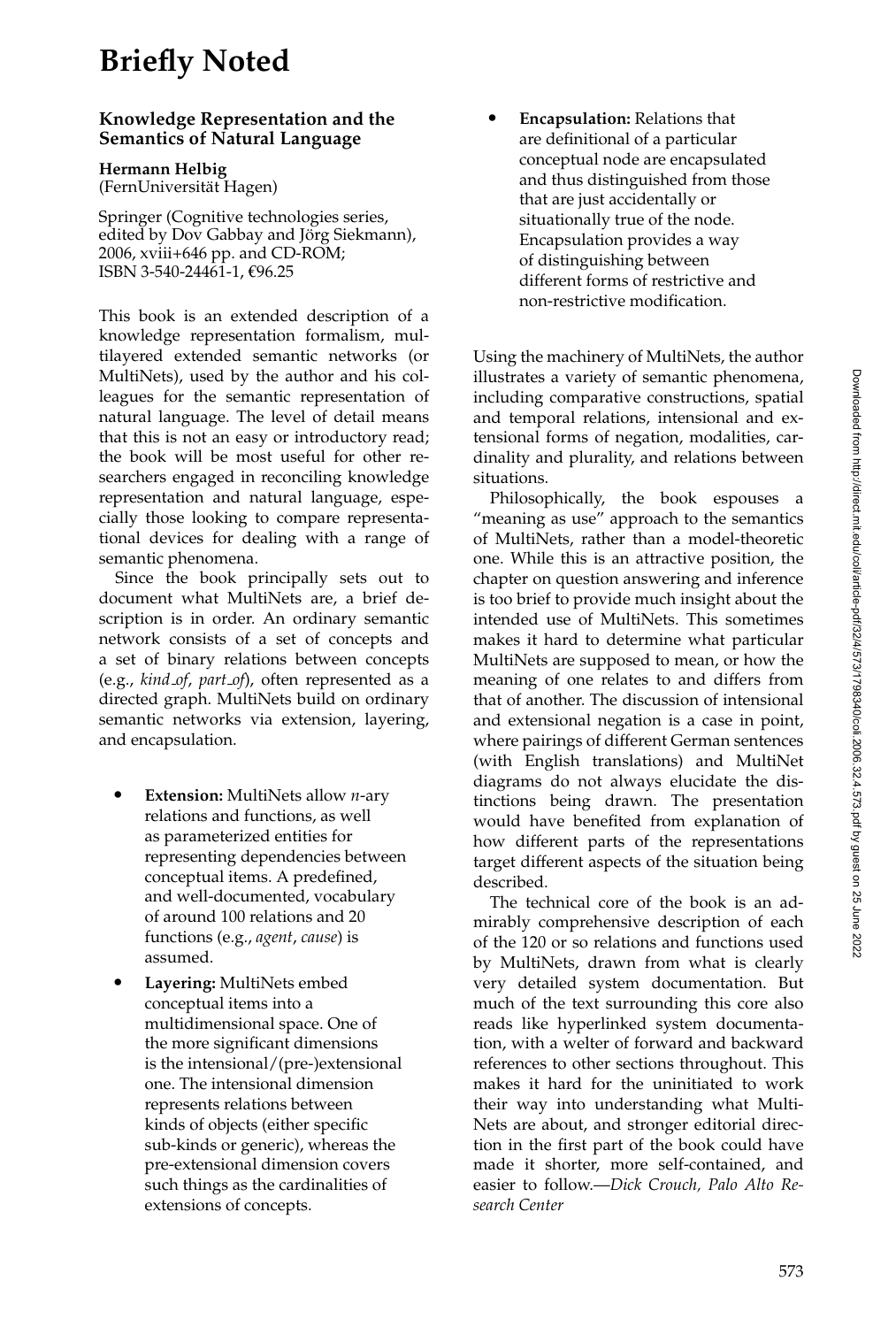# Briefly Noted

### Knowledge Representation and the Semantics of Natural Language

**Hermann Helbig**
(FernUniversität Hagen)

Springer (Cognitive technologies series, edited by Dov Gabbay and Jörg Siekmann), 2006, xviii+646 pp. and CD-ROM; ISBN 3-540-24461-1, €96.25

This book is an extended description of a knowledge representation formalism, multilayered extended semantic networks (or MultiNets), used by the author and his colleagues for the semantic representation of natural language. The level of detail means that this is not an easy or introductory read; the book will be most useful for other researchers engaged in reconciling knowledge representation and natural language, especially those looking to compare representational devices for dealing with a range of semantic phenomena.

Since the book principally sets out to document what MultiNets are, a brief description is in order. An ordinary semantic network consists of a set of concepts and a set of binary relations between concepts (e.g., *kind_of*, *part_of*), often represented as a directed graph. MultiNets build on ordinary semantic networks via extension, layering, and encapsulation.

- **Extension:** MultiNets allow *n*-ary relations and functions, as well as parameterized entities for representing dependencies between conceptual items. A predefined, and well-documented, vocabulary of around 100 relations and 20 functions (e.g., *agent*, *cause*) is assumed.
- **Layering:** MultiNets embed conceptual items into a multidimensional space. One of the more significant dimensions is the intensional/(pre-)extensional one. The intensional dimension represents relations between kinds of objects (either specific sub-kinds or generic), whereas the pre-extensional dimension covers such things as the cardinalities of extensions of concepts.
- **Encapsulation:** Relations that are definitional of a particular conceptual node are encapsulated and thus distinguished from those that are just accidentally or situationally true of the node. Encapsulation provides a way of distinguishing between different forms of restrictive and non-restrictive modification.

Using the machinery of MultiNets, the author illustrates a variety of semantic phenomena, including comparative constructions, spatial and temporal relations, intensional and extensional forms of negation, modalities, cardinality and plurality, and relations between situations.

Philosophically, the book espouses a "meaning as use" approach to the semantics of MultiNets, rather than a model-theoretic one. While this is an attractive position, the chapter on question answering and inference is too brief to provide much insight about the intended use of MultiNets. This sometimes makes it hard to determine what particular MultiNets are supposed to mean, or how the meaning of one relates to and differs from that of another. The discussion of intensional and extensional negation is a case in point, where pairings of different German sentences (with English translations) and MultiNet diagrams do not always elucidate the distinctions being drawn. The presentation would have benefited from explanation of how different parts of the representations target different aspects of the situation being described.

The technical core of the book is an admirably comprehensive description of each of the 120 or so relations and functions used by MultiNets, drawn from what is clearly very detailed system documentation. But much of the text surrounding this core also reads like hyperlinked system documentation, with a welter of forward and backward references to other sections throughout. This makes it hard for the uninitiated to work their way into understanding what MultiNets are about, and stronger editorial direction in the first part of the book could have made it shorter, more self-contained, and easier to follow.—*Dick Crouch, Palo Alto Research Center*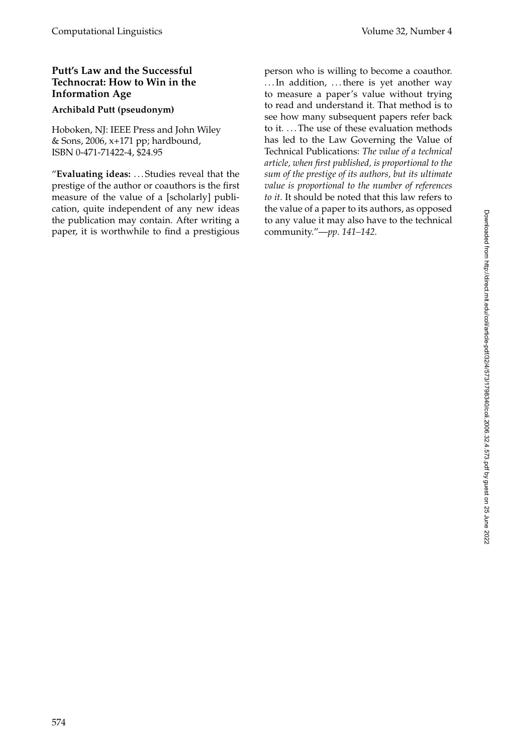**Putt's Law and the Successful Technocrat: How to Win in the Information Age**

**Archibald Putt (pseudonym)**

Hoboken, NJ: IEEE Press and John Wiley & Sons, 2006, x+171 pp; hardbound, ISBN 0-471-71422-4, $24.95

"**Evaluating ideas:** … Studies reveal that the prestige of the author or coauthors is the first measure of the value of a [scholarly] publication, quite independent of any new ideas the publication may contain. After writing a paper, it is worthwhile to find a prestigious person who is willing to become a coauthor. … In addition, … there is yet another way to measure a paper's value without trying to read and understand it. That method is to see how many subsequent papers refer back to it. … The use of these evaluation methods has led to the Law Governing the Value of Technical Publications: *The value of a technical article, when first published, is proportional to the sum of the prestige of its authors, but its ultimate value is proportional to the number of references to it.* It should be noted that this law refers to the value of a paper to its authors, as opposed to any value it may also have to the technical community."—*pp. 141–142.*